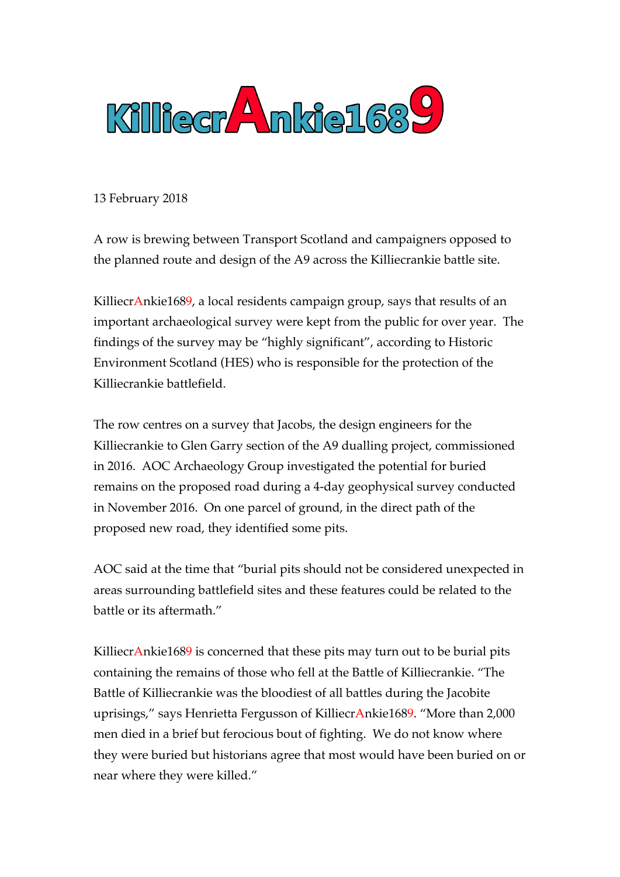# KilliecrAnkie1689

13 February 2018

A row is brewing between Transport Scotland and campaigners opposed to the planned route and design of the A9 across the Killiecrankie battle site.

KilliecrAnkie1689, a local residents campaign group, says that results of an important archaeological survey were kept from the public for over year. The findings of the survey may be "highly significant", according to Historic Environment Scotland (HES) who is responsible for the protection of the Killiecrankie battlefield.

The row centres on a survey that Jacobs, the design engineers for the Killiecrankie to Glen Garry section of the A9 dualling project, commissioned in 2016. AOC Archaeology Group investigated the potential for buried remains on the proposed road during a 4-day geophysical survey conducted in November 2016. On one parcel of ground, in the direct path of the proposed new road, they identified some pits.

AOC said at the time that "burial pits should not be considered unexpected in areas surrounding battlefield sites and these features could be related to the battle or its aftermath."

KilliecrAnkie1689 is concerned that these pits may turn out to be burial pits containing the remains of those who fell at the Battle of Killiecrankie. "The Battle of Killiecrankie was the bloodiest of all battles during the Jacobite uprisings," says Henrietta Fergusson of KilliecrAnkie1689. "More than 2,000 men died in a brief but ferocious bout of fighting. We do not know where they were buried but historians agree that most would have been buried on or near where they were killed."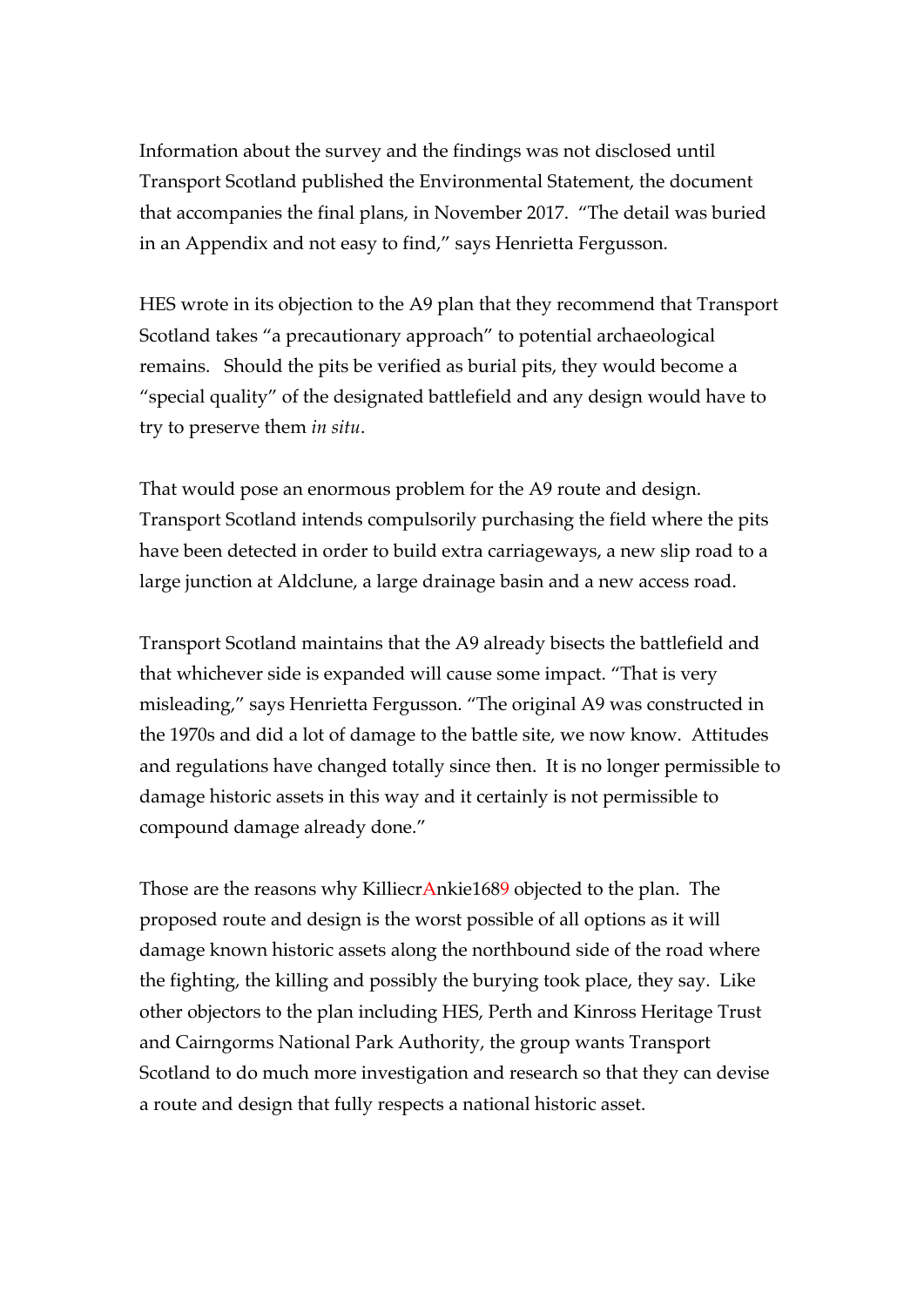Information about the survey and the findings was not disclosed until Transport Scotland published the Environmental Statement, the document that accompanies the final plans, in November 2017. "The detail was buried in an Appendix and not easy to find," says Henrietta Fergusson.

HES wrote in its objection to the A9 plan that they recommend that Transport Scotland takes "a precautionary approach" to potential archaeological remains. Should the pits be verified as burial pits, they would become a "special quality" of the designated battlefield and any design would have to try to preserve them *in situ*.

That would pose an enormous problem for the A9 route and design. Transport Scotland intends compulsorily purchasing the field where the pits have been detected in order to build extra carriageways, a new slip road to a large junction at Aldclune, a large drainage basin and a new access road.

Transport Scotland maintains that the A9 already bisects the battlefield and that whichever side is expanded will cause some impact. "That is very misleading," says Henrietta Fergusson. "The original A9 was constructed in the 1970s and did a lot of damage to the battle site, we now know. Attitudes and regulations have changed totally since then. It is no longer permissible to damage historic assets in this way and it certainly is not permissible to compound damage already done."

Those are the reasons why KilliecrAnkie1689 objected to the plan. The proposed route and design is the worst possible of all options as it will damage known historic assets along the northbound side of the road where the fighting, the killing and possibly the burying took place, they say. Like other objectors to the plan including HES, Perth and Kinross Heritage Trust and Cairngorms National Park Authority, the group wants Transport Scotland to do much more investigation and research so that they can devise a route and design that fully respects a national historic asset.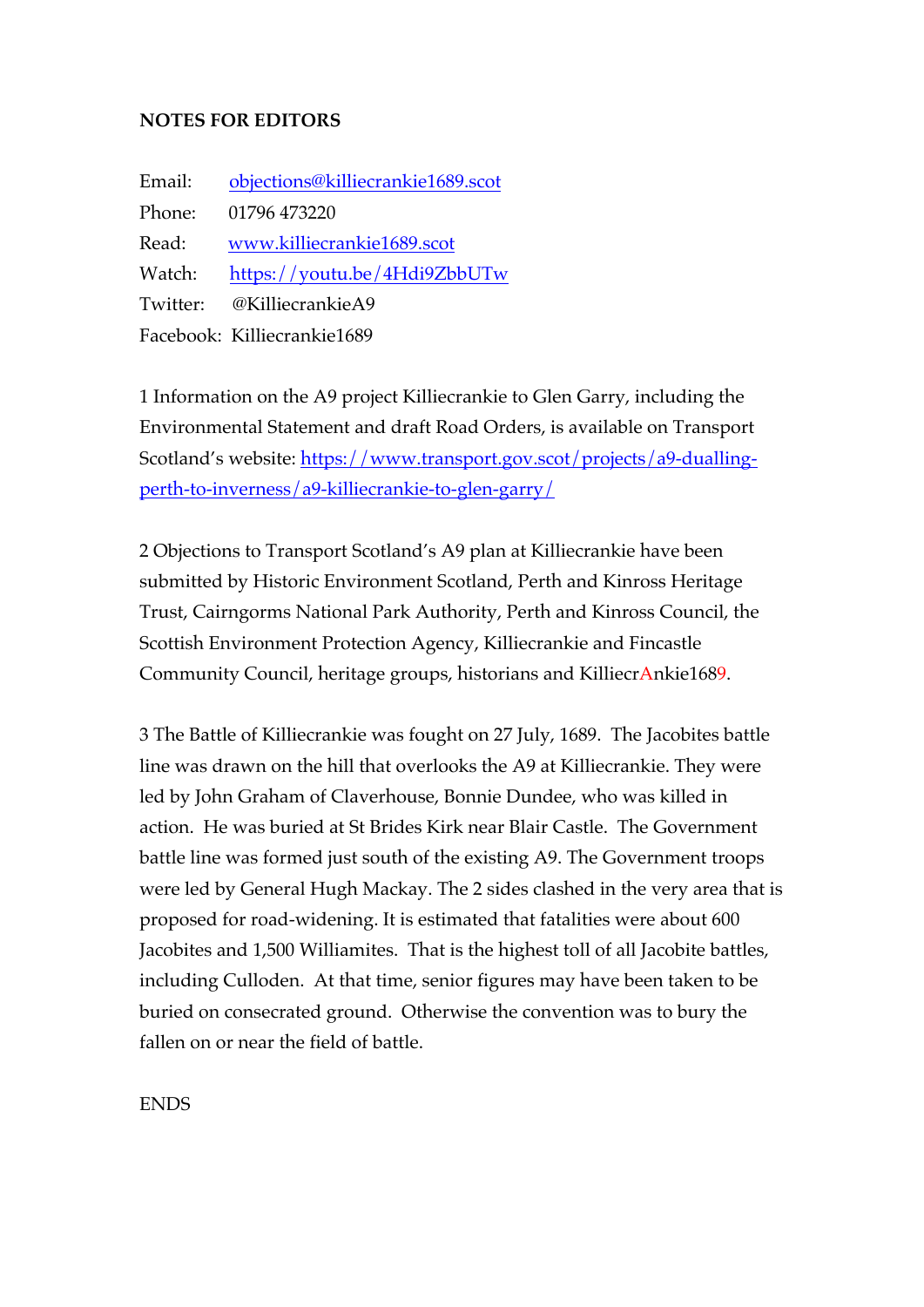**NOTES FOR EDITORS**

Email: objections@killiecrankie1689.scot
Phone: 01796 473220
Read: www.killiecrankie1689.scot
Watch: https://youtu.be/4Hdi9ZbbUTw
Twitter: @KilliecrankieA9
Facebook: Killiecrankie1689

1 Information on the A9 project Killiecrankie to Glen Garry, including the Environmental Statement and draft Road Orders, is available on Transport Scotland's website: https://www.transport.gov.scot/projects/a9-dualling-perth-to-inverness/a9-killiecrankie-to-glen-garry/

2 Objections to Transport Scotland's A9 plan at Killiecrankie have been submitted by Historic Environment Scotland, Perth and Kinross Heritage Trust, Cairngorms National Park Authority, Perth and Kinross Council, the Scottish Environment Protection Agency, Killiecrankie and Fincastle Community Council, heritage groups, historians and KilliecrAnkie1689.

3 The Battle of Killiecrankie was fought on 27 July, 1689. The Jacobites battle line was drawn on the hill that overlooks the A9 at Killiecrankie. They were led by John Graham of Claverhouse, Bonnie Dundee, who was killed in action. He was buried at St Brides Kirk near Blair Castle. The Government battle line was formed just south of the existing A9. The Government troops were led by General Hugh Mackay. The 2 sides clashed in the very area that is proposed for road-widening. It is estimated that fatalities were about 600 Jacobites and 1,500 Williamites. That is the highest toll of all Jacobite battles, including Culloden. At that time, senior figures may have been taken to be buried on consecrated ground. Otherwise the convention was to bury the fallen on or near the field of battle.

ENDS